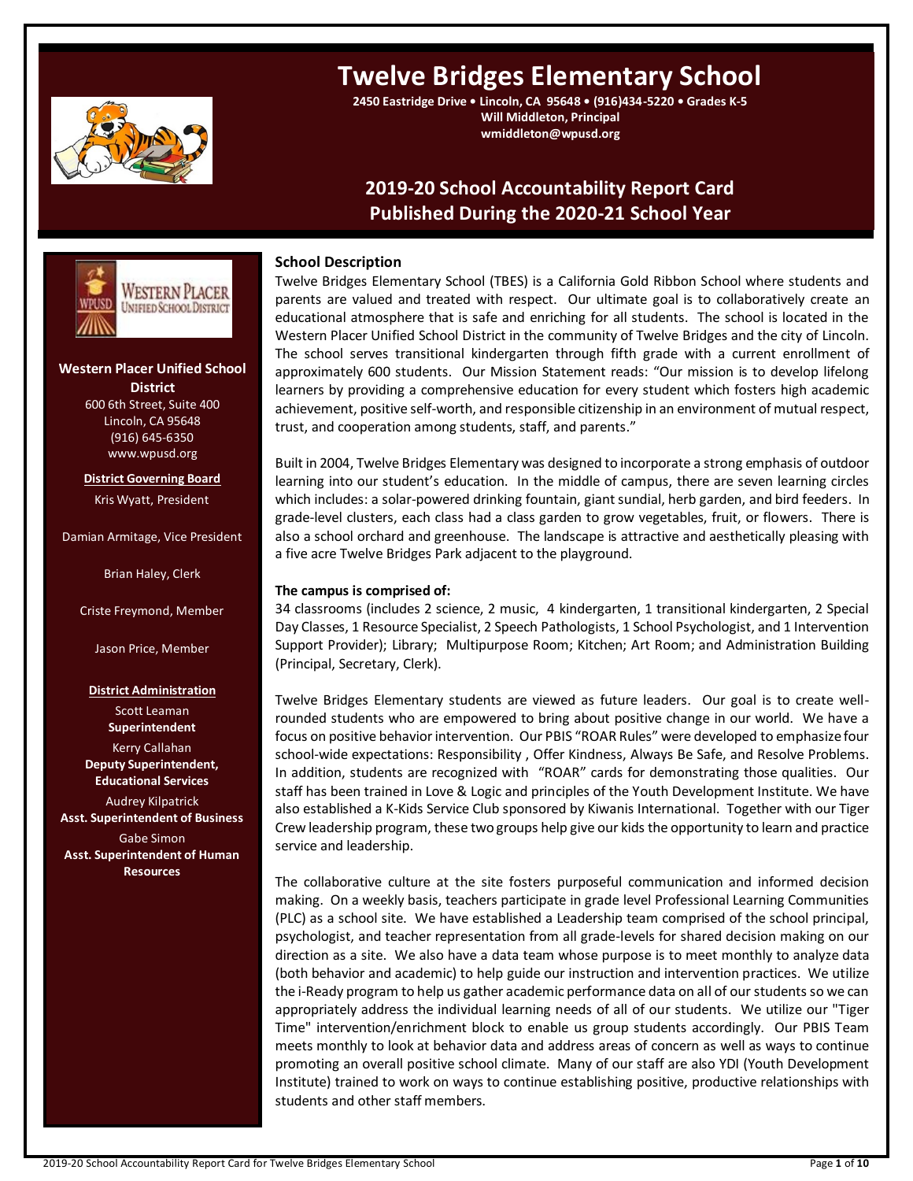# Twelve Bridges Elementary School

**2450 Eastridge Drive • Lincoln, CA 95648 • (916)434-5220 • Grades K-5**
**Will Middleton, Principal**
**wmiddleton@wpusd.org**

## 2019-20 School Accountability Report Card
## Published During the 2020-21 School Year

**Western Placer Unified School District**
600 6th Street, Suite 400
Lincoln, CA 95648
(916) 645-6350
www.wpusd.org

**District Governing Board**

Kris Wyatt, President

Damian Armitage, Vice President

Brian Haley, Clerk

Criste Freymond, Member

Jason Price, Member

**District Administration**

Scott Leaman
**Superintendent**

Kerry Callahan
**Deputy Superintendent, Educational Services**

Audrey Kilpatrick
**Asst. Superintendent of Business**

Gabe Simon
**Asst. Superintendent of Human Resources**

### School Description

Twelve Bridges Elementary School (TBES) is a California Gold Ribbon School where students and parents are valued and treated with respect. Our ultimate goal is to collaboratively create an educational atmosphere that is safe and enriching for all students. The school is located in the Western Placer Unified School District in the community of Twelve Bridges and the city of Lincoln. The school serves transitional kindergarten through fifth grade with a current enrollment of approximately 600 students. Our Mission Statement reads: "Our mission is to develop lifelong learners by providing a comprehensive education for every student which fosters high academic achievement, positive self-worth, and responsible citizenship in an environment of mutual respect, trust, and cooperation among students, staff, and parents."

Built in 2004, Twelve Bridges Elementary was designed to incorporate a strong emphasis of outdoor learning into our student's education. In the middle of campus, there are seven learning circles which includes: a solar-powered drinking fountain, giant sundial, herb garden, and bird feeders. In grade-level clusters, each class had a class garden to grow vegetables, fruit, or flowers. There is also a school orchard and greenhouse. The landscape is attractive and aesthetically pleasing with a five acre Twelve Bridges Park adjacent to the playground.

**The campus is comprised of:**
34 classrooms (includes 2 science, 2 music, 4 kindergarten, 1 transitional kindergarten, 2 Special Day Classes, 1 Resource Specialist, 2 Speech Pathologists, 1 School Psychologist, and 1 Intervention Support Provider); Library; Multipurpose Room; Kitchen; Art Room; and Administration Building (Principal, Secretary, Clerk).

Twelve Bridges Elementary students are viewed as future leaders. Our goal is to create well-rounded students who are empowered to bring about positive change in our world. We have a focus on positive behavior intervention. Our PBIS "ROAR Rules" were developed to emphasize four school-wide expectations: Responsibility , Offer Kindness, Always Be Safe, and Resolve Problems. In addition, students are recognized with "ROAR" cards for demonstrating those qualities. Our staff has been trained in Love & Logic and principles of the Youth Development Institute. We have also established a K-Kids Service Club sponsored by Kiwanis International. Together with our Tiger Crew leadership program, these two groups help give our kids the opportunity to learn and practice service and leadership.

The collaborative culture at the site fosters purposeful communication and informed decision making. On a weekly basis, teachers participate in grade level Professional Learning Communities (PLC) as a school site. We have established a Leadership team comprised of the school principal, psychologist, and teacher representation from all grade-levels for shared decision making on our direction as a site. We also have a data team whose purpose is to meet monthly to analyze data (both behavior and academic) to help guide our instruction and intervention practices. We utilize the i-Ready program to help us gather academic performance data on all of our students so we can appropriately address the individual learning needs of all of our students. We utilize our "Tiger Time" intervention/enrichment block to enable us group students accordingly. Our PBIS Team meets monthly to look at behavior data and address areas of concern as well as ways to continue promoting an overall positive school climate. Many of our staff are also YDI (Youth Development Institute) trained to work on ways to continue establishing positive, productive relationships with students and other staff members.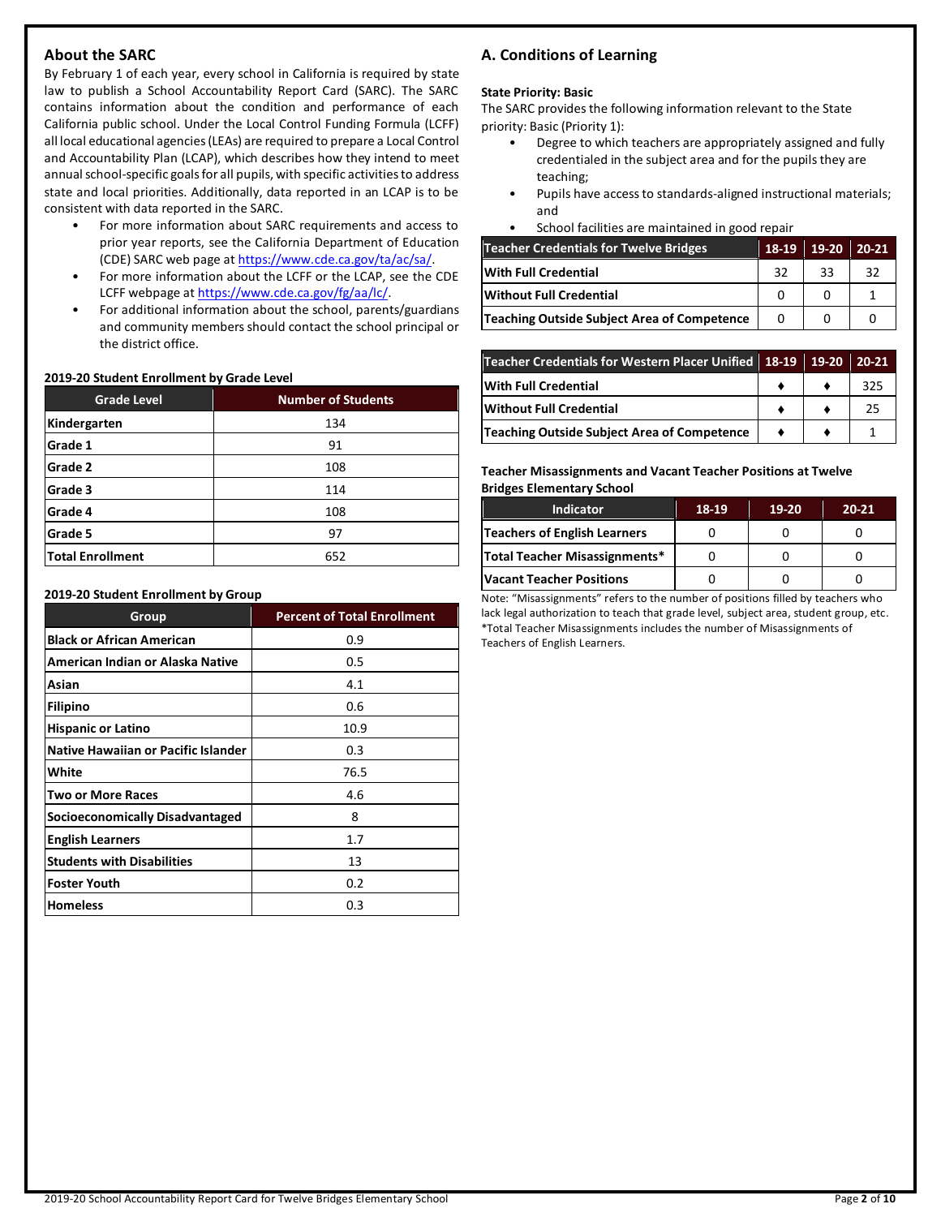## About the SARC

By February 1 of each year, every school in California is required by state law to publish a School Accountability Report Card (SARC). The SARC contains information about the condition and performance of each California public school. Under the Local Control Funding Formula (LCFF) all local educational agencies (LEAs) are required to prepare a Local Control and Accountability Plan (LCAP), which describes how they intend to meet annual school-specific goals for all pupils, with specific activities to address state and local priorities. Additionally, data reported in an LCAP is to be consistent with data reported in the SARC.

- For more information about SARC requirements and access to prior year reports, see the California Department of Education (CDE) SARC web page at https://www.cde.ca.gov/ta/ac/sa/.
- For more information about the LCFF or the LCAP, see the CDE LCFF webpage at https://www.cde.ca.gov/fg/aa/lc/.
- For additional information about the school, parents/guardians and community members should contact the school principal or the district office.

**2019-20 Student Enrollment by Grade Level**

| Grade Level | Number of Students |
|---|---|
| Kindergarten | 134 |
| Grade 1 | 91 |
| Grade 2 | 108 |
| Grade 3 | 114 |
| Grade 4 | 108 |
| Grade 5 | 97 |
| Total Enrollment | 652 |

**2019-20 Student Enrollment by Group**

| Group | Percent of Total Enrollment |
|---|---|
| Black or African American | 0.9 |
| American Indian or Alaska Native | 0.5 |
| Asian | 4.1 |
| Filipino | 0.6 |
| Hispanic or Latino | 10.9 |
| Native Hawaiian or Pacific Islander | 0.3 |
| White | 76.5 |
| Two or More Races | 4.6 |
| Socioeconomically Disadvantaged | 8 |
| English Learners | 1.7 |
| Students with Disabilities | 13 |
| Foster Youth | 0.2 |
| Homeless | 0.3 |

## A. Conditions of Learning

**State Priority: Basic**

The SARC provides the following information relevant to the State priority: Basic (Priority 1):

- Degree to which teachers are appropriately assigned and fully credentialed in the subject area and for the pupils they are teaching;
- Pupils have access to standards-aligned instructional materials; and
- School facilities are maintained in good repair

| Teacher Credentials for Twelve Bridges | 18-19 | 19-20 | 20-21 |
|---|---|---|---|
| With Full Credential | 32 | 33 | 32 |
| Without Full Credential | 0 | 0 | 1 |
| Teaching Outside Subject Area of Competence | 0 | 0 | 0 |

| Teacher Credentials for Western Placer Unified | 18-19 | 19-20 | 20-21 |
|---|---|---|---|
| With Full Credential | ♦ | ♦ | 325 |
| Without Full Credential | ♦ | ♦ | 25 |
| Teaching Outside Subject Area of Competence | ♦ | ♦ | 1 |

**Teacher Misassignments and Vacant Teacher Positions at Twelve Bridges Elementary School**

| Indicator | 18-19 | 19-20 | 20-21 |
|---|---|---|---|
| Teachers of English Learners | 0 | 0 | 0 |
| Total Teacher Misassignments* | 0 | 0 | 0 |
| Vacant Teacher Positions | 0 | 0 | 0 |

Note: “Misassignments” refers to the number of positions filled by teachers who lack legal authorization to teach that grade level, subject area, student group, etc.
*Total Teacher Misassignments includes the number of Misassignments of Teachers of English Learners.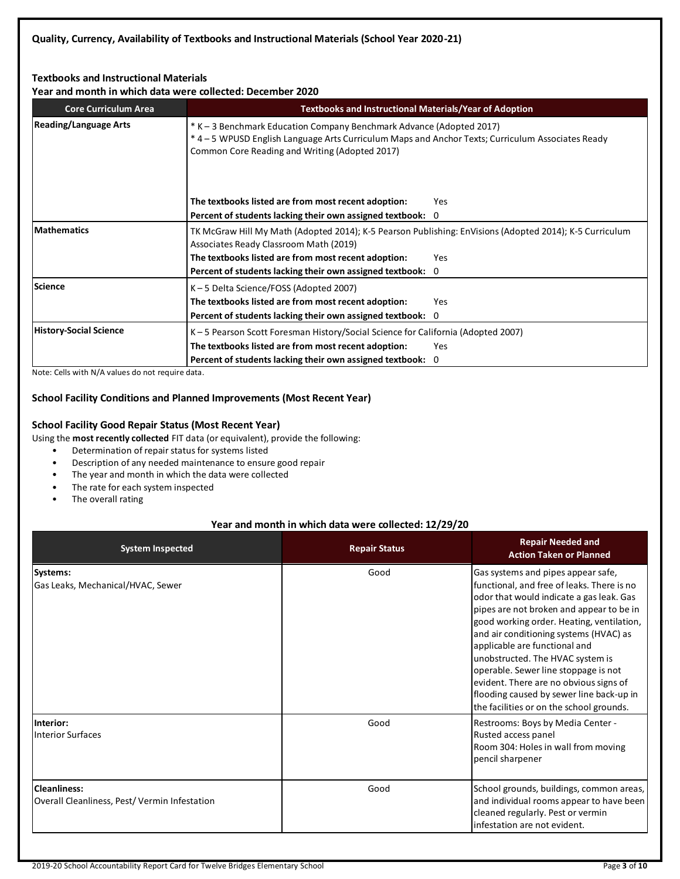### Quality, Currency, Availability of Textbooks and Instructional Materials (School Year 2020-21)

#### Textbooks and Instructional Materials

**Year and month in which data were collected: December 2020**

| Core Curriculum Area | Textbooks and Instructional Materials/Year of Adoption |
|---|---|
| Reading/Language Arts | * K – 3 Benchmark Education Company Benchmark Advance (Adopted 2017)<br>* 4 – 5 WPUSD English Language Arts Curriculum Maps and Anchor Texts; Curriculum Associates Ready Common Core Reading and Writing (Adopted 2017)<br>**The textbooks listed are from most recent adoption:** Yes<br>**Percent of students lacking their own assigned textbook:** 0 |
| Mathematics | TK McGraw Hill My Math (Adopted 2014); K-5 Pearson Publishing: EnVisions (Adopted 2014); K-5 Curriculum Associates Ready Classroom Math (2019)<br>**The textbooks listed are from most recent adoption:** Yes<br>**Percent of students lacking their own assigned textbook:** 0 |
| Science | K – 5 Delta Science/FOSS (Adopted 2007)<br>**The textbooks listed are from most recent adoption:** Yes<br>**Percent of students lacking their own assigned textbook:** 0 |
| History-Social Science | K – 5 Pearson Scott Foresman History/Social Science for California (Adopted 2007)<br>**The textbooks listed are from most recent adoption:** Yes<br>**Percent of students lacking their own assigned textbook:** 0 |

Note: Cells with N/A values do not require data.

### School Facility Conditions and Planned Improvements (Most Recent Year)

#### School Facility Good Repair Status (Most Recent Year)

Using the **most recently collected** FIT data (or equivalent), provide the following:

- Determination of repair status for systems listed
- Description of any needed maintenance to ensure good repair
- The year and month in which the data were collected
- The rate for each system inspected
- The overall rating

**Year and month in which data were collected: 12/29/20**

| System Inspected | Repair Status | Repair Needed and Action Taken or Planned |
|---|---|---|
| **Systems:**<br>Gas Leaks, Mechanical/HVAC, Sewer | Good | Gas systems and pipes appear safe, functional, and free of leaks. There is no odor that would indicate a gas leak. Gas pipes are not broken and appear to be in good working order. Heating, ventilation, and air conditioning systems (HVAC) as applicable are functional and unobstructed. The HVAC system is operable. Sewer line stoppage is not evident. There are no obvious signs of flooding caused by sewer line back-up in the facilities or on the school grounds. |
| **Interior:**<br>Interior Surfaces | Good | Restrooms: Boys by Media Center - Rusted access panel<br>Room 304: Holes in wall from moving pencil sharpener |
| **Cleanliness:**<br>Overall Cleanliness, Pest/ Vermin Infestation | Good | School grounds, buildings, common areas, and individual rooms appear to have been cleaned regularly. Pest or vermin infestation are not evident. |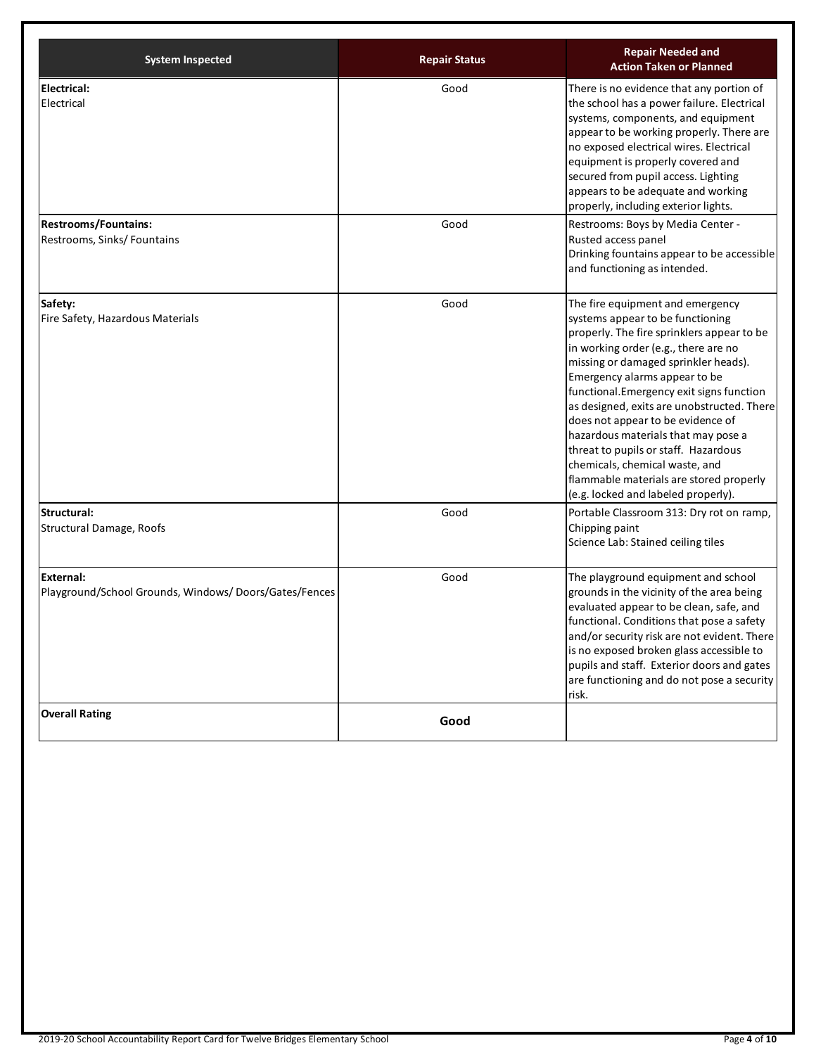| System Inspected | Repair Status | Repair Needed and Action Taken or Planned |
|---|---|---|
| **Electrical:** Electrical | Good | There is no evidence that any portion of the school has a power failure. Electrical systems, components, and equipment appear to be working properly. There are no exposed electrical wires. Electrical equipment is properly covered and secured from pupil access. Lighting appears to be adequate and working properly, including exterior lights. |
| **Restrooms/Fountains:** Restrooms, Sinks/ Fountains | Good | Restrooms: Boys by Media Center - Rusted access panel<br>Drinking fountains appear to be accessible and functioning as intended. |
| **Safety:** Fire Safety, Hazardous Materials | Good | The fire equipment and emergency systems appear to be functioning properly. The fire sprinklers appear to be in working order (e.g., there are no missing or damaged sprinkler heads). Emergency alarms appear to be functional.Emergency exit signs function as designed, exits are unobstructed. There does not appear to be evidence of hazardous materials that may pose a threat to pupils or staff. Hazardous chemicals, chemical waste, and flammable materials are stored properly (e.g. locked and labeled properly). |
| **Structural:** Structural Damage, Roofs | Good | Portable Classroom 313: Dry rot on ramp, Chipping paint<br>Science Lab: Stained ceiling tiles |
| **External:** Playground/School Grounds, Windows/ Doors/Gates/Fences | Good | The playground equipment and school grounds in the vicinity of the area being evaluated appear to be clean, safe, and functional. Conditions that pose a safety and/or security risk are not evident. There is no exposed broken glass accessible to pupils and staff. Exterior doors and gates are functioning and do not pose a security risk. |
| **Overall Rating** | **Good** | |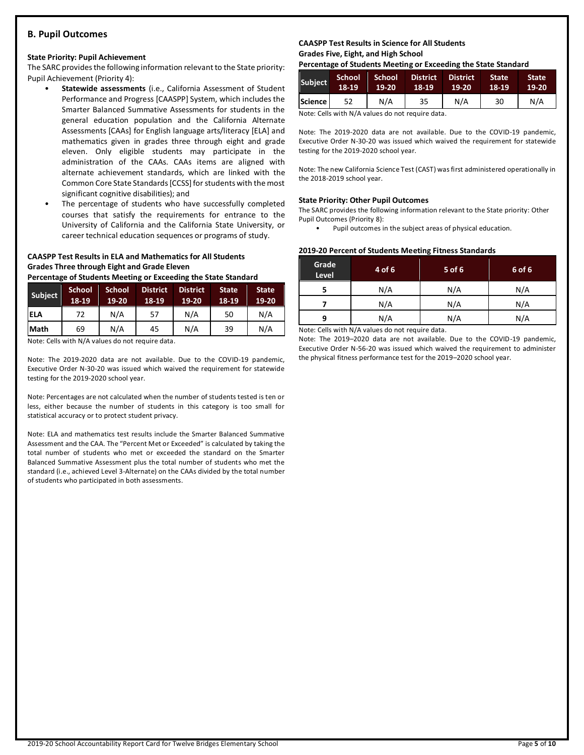## B. Pupil Outcomes

### State Priority: Pupil Achievement

The SARC provides the following information relevant to the State priority: Pupil Achievement (Priority 4):

- **Statewide assessments** (i.e., California Assessment of Student Performance and Progress [CAASPP] System, which includes the Smarter Balanced Summative Assessments for students in the general education population and the California Alternate Assessments [CAAs] for English language arts/literacy [ELA] and mathematics given in grades three through eight and grade eleven. Only eligible students may participate in the administration of the CAAs. CAAs items are aligned with alternate achievement standards, which are linked with the Common Core State Standards [CCSS] for students with the most significant cognitive disabilities); and
- The percentage of students who have successfully completed courses that satisfy the requirements for entrance to the University of California and the California State University, or career technical education sequences or programs of study.

**CAASPP Test Results in ELA and Mathematics for All Students**
**Grades Three through Eight and Grade Eleven**
**Percentage of Students Meeting or Exceeding the State Standard**

| Subject | School 18-19 | School 19-20 | District 18-19 | District 19-20 | State 18-19 | State 19-20 |
|---|---|---|---|---|---|---|
| ELA | 72 | N/A | 57 | N/A | 50 | N/A |
| Math | 69 | N/A | 45 | N/A | 39 | N/A |

Note: Cells with N/A values do not require data.

Note: The 2019-2020 data are not available. Due to the COVID-19 pandemic, Executive Order N-30-20 was issued which waived the requirement for statewide testing for the 2019-2020 school year.

Note: Percentages are not calculated when the number of students tested is ten or less, either because the number of students in this category is too small for statistical accuracy or to protect student privacy.

Note: ELA and mathematics test results include the Smarter Balanced Summative Assessment and the CAA. The "Percent Met or Exceeded" is calculated by taking the total number of students who met or exceeded the standard on the Smarter Balanced Summative Assessment plus the total number of students who met the standard (i.e., achieved Level 3-Alternate) on the CAAs divided by the total number of students who participated in both assessments.

**CAASPP Test Results in Science for All Students**
**Grades Five, Eight, and High School**
**Percentage of Students Meeting or Exceeding the State Standard**

| Subject | School 18-19 | School 19-20 | District 18-19 | District 19-20 | State 18-19 | State 19-20 |
|---|---|---|---|---|---|---|
| Science | 52 | N/A | 35 | N/A | 30 | N/A |

Note: Cells with N/A values do not require data.

Note: The 2019-2020 data are not available. Due to the COVID-19 pandemic, Executive Order N-30-20 was issued which waived the requirement for statewide testing for the 2019-2020 school year.

Note: The new California Science Test (CAST) was first administered operationally in the 2018-2019 school year.

### State Priority: Other Pupil Outcomes

The SARC provides the following information relevant to the State priority: Other Pupil Outcomes (Priority 8):

- Pupil outcomes in the subject areas of physical education.

**2019-20 Percent of Students Meeting Fitness Standards**

| Grade Level | 4 of 6 | 5 of 6 | 6 of 6 |
|---|---|---|---|
| 5 | N/A | N/A | N/A |
| 7 | N/A | N/A | N/A |
| 9 | N/A | N/A | N/A |

Note: Cells with N/A values do not require data.

Note: The 2019–2020 data are not available. Due to the COVID-19 pandemic, Executive Order N-56-20 was issued which waived the requirement to administer the physical fitness performance test for the 2019–2020 school year.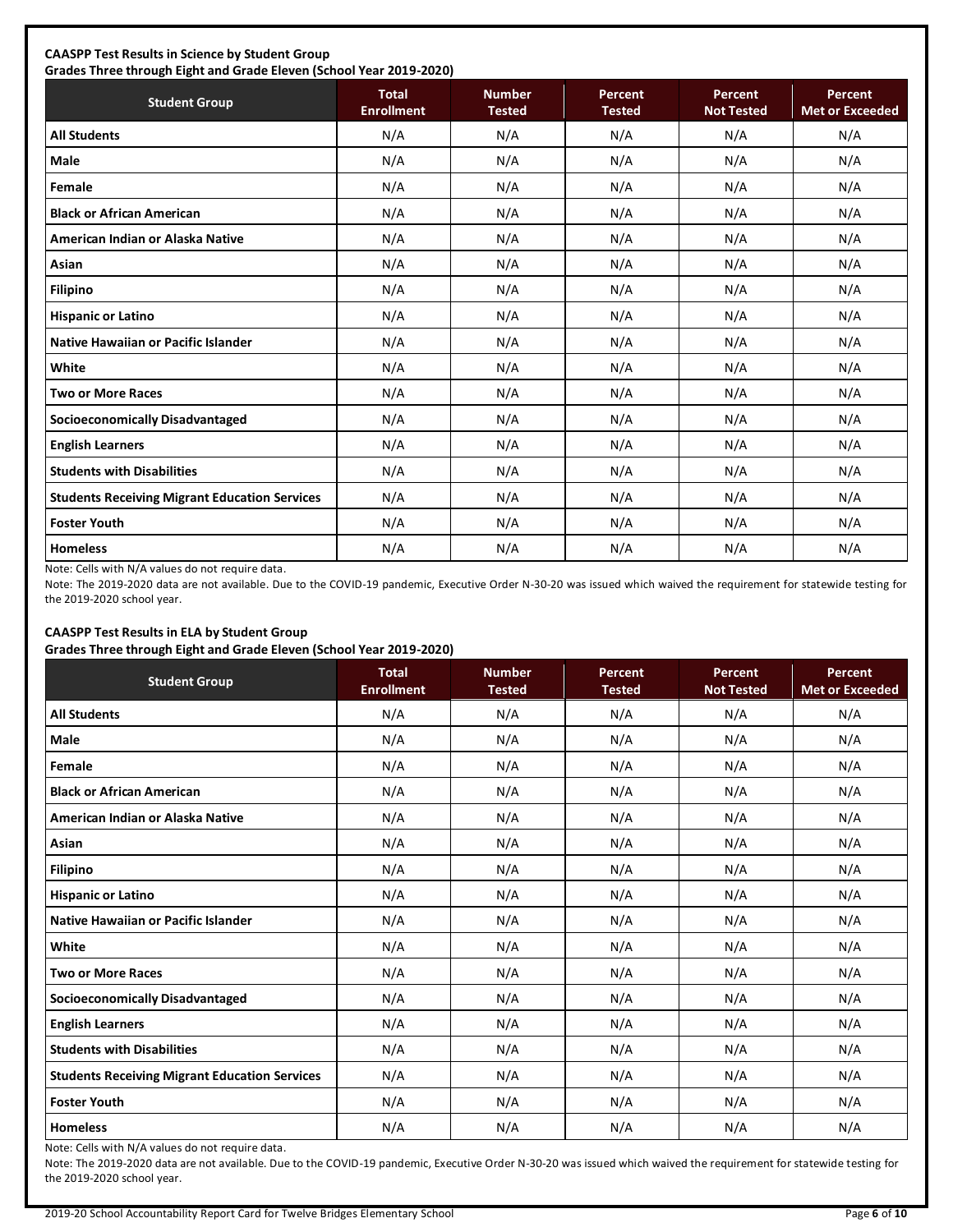**CAASPP Test Results in Science by Student Group**
**Grades Three through Eight and Grade Eleven (School Year 2019-2020)**

| Student Group | Total Enrollment | Number Tested | Percent Tested | Percent Not Tested | Percent Met or Exceeded |
|---|---|---|---|---|---|
| **All Students** | N/A | N/A | N/A | N/A | N/A |
| **Male** | N/A | N/A | N/A | N/A | N/A |
| **Female** | N/A | N/A | N/A | N/A | N/A |
| **Black or African American** | N/A | N/A | N/A | N/A | N/A |
| **American Indian or Alaska Native** | N/A | N/A | N/A | N/A | N/A |
| **Asian** | N/A | N/A | N/A | N/A | N/A |
| **Filipino** | N/A | N/A | N/A | N/A | N/A |
| **Hispanic or Latino** | N/A | N/A | N/A | N/A | N/A |
| **Native Hawaiian or Pacific Islander** | N/A | N/A | N/A | N/A | N/A |
| **White** | N/A | N/A | N/A | N/A | N/A |
| **Two or More Races** | N/A | N/A | N/A | N/A | N/A |
| **Socioeconomically Disadvantaged** | N/A | N/A | N/A | N/A | N/A |
| **English Learners** | N/A | N/A | N/A | N/A | N/A |
| **Students with Disabilities** | N/A | N/A | N/A | N/A | N/A |
| **Students Receiving Migrant Education Services** | N/A | N/A | N/A | N/A | N/A |
| **Foster Youth** | N/A | N/A | N/A | N/A | N/A |
| **Homeless** | N/A | N/A | N/A | N/A | N/A |

Note: Cells with N/A values do not require data.

Note: The 2019-2020 data are not available. Due to the COVID-19 pandemic, Executive Order N-30-20 was issued which waived the requirement for statewide testing for the 2019-2020 school year.

**CAASPP Test Results in ELA by Student Group**
**Grades Three through Eight and Grade Eleven (School Year 2019-2020)**

| Student Group | Total Enrollment | Number Tested | Percent Tested | Percent Not Tested | Percent Met or Exceeded |
|---|---|---|---|---|---|
| **All Students** | N/A | N/A | N/A | N/A | N/A |
| **Male** | N/A | N/A | N/A | N/A | N/A |
| **Female** | N/A | N/A | N/A | N/A | N/A |
| **Black or African American** | N/A | N/A | N/A | N/A | N/A |
| **American Indian or Alaska Native** | N/A | N/A | N/A | N/A | N/A |
| **Asian** | N/A | N/A | N/A | N/A | N/A |
| **Filipino** | N/A | N/A | N/A | N/A | N/A |
| **Hispanic or Latino** | N/A | N/A | N/A | N/A | N/A |
| **Native Hawaiian or Pacific Islander** | N/A | N/A | N/A | N/A | N/A |
| **White** | N/A | N/A | N/A | N/A | N/A |
| **Two or More Races** | N/A | N/A | N/A | N/A | N/A |
| **Socioeconomically Disadvantaged** | N/A | N/A | N/A | N/A | N/A |
| **English Learners** | N/A | N/A | N/A | N/A | N/A |
| **Students with Disabilities** | N/A | N/A | N/A | N/A | N/A |
| **Students Receiving Migrant Education Services** | N/A | N/A | N/A | N/A | N/A |
| **Foster Youth** | N/A | N/A | N/A | N/A | N/A |
| **Homeless** | N/A | N/A | N/A | N/A | N/A |

Note: Cells with N/A values do not require data.

Note: The 2019-2020 data are not available. Due to the COVID-19 pandemic, Executive Order N-30-20 was issued which waived the requirement for statewide testing for the 2019-2020 school year.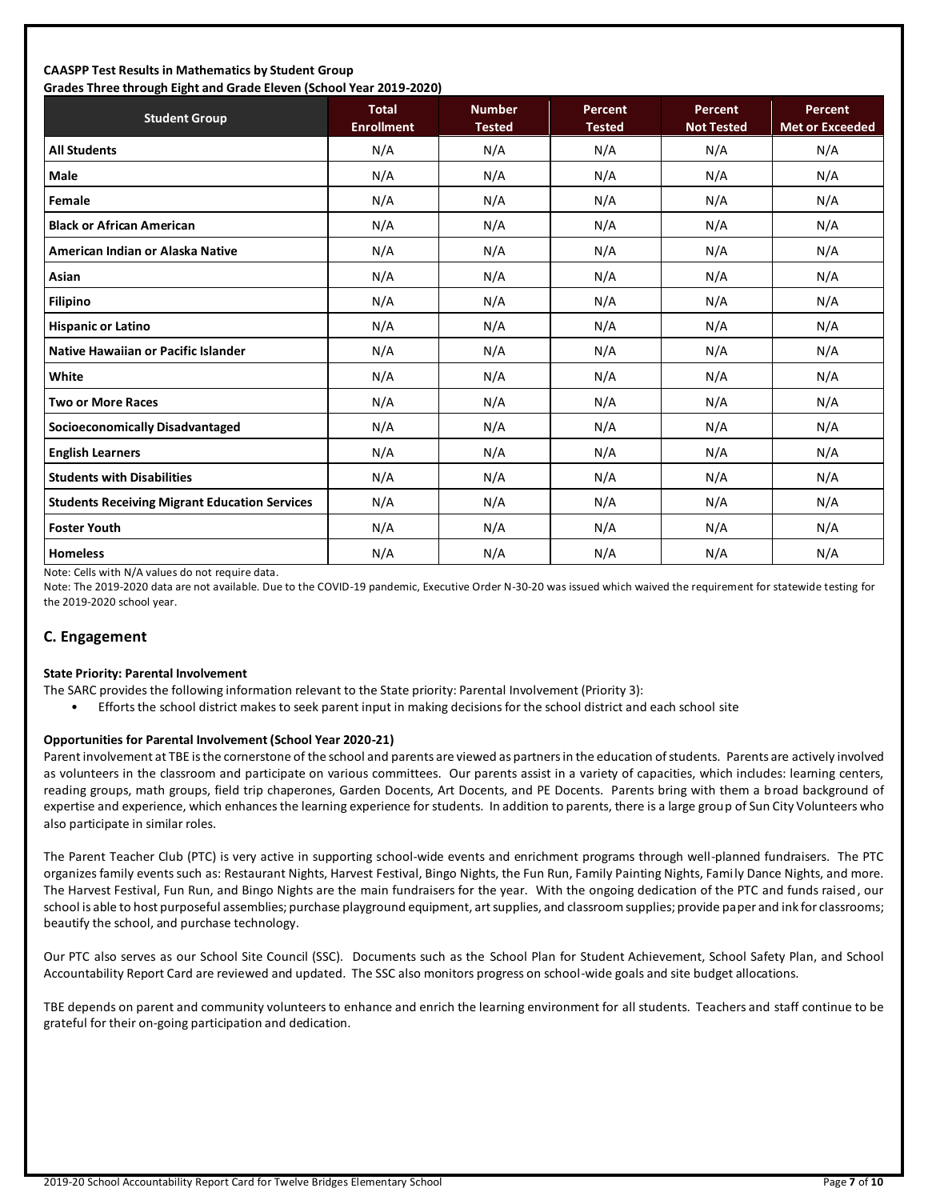**CAASPP Test Results in Mathematics by Student Group**
**Grades Three through Eight and Grade Eleven (School Year 2019-2020)**

| Student Group | Total Enrollment | Number Tested | Percent Tested | Percent Not Tested | Percent Met or Exceeded |
|---|---|---|---|---|---|
| **All Students** | N/A | N/A | N/A | N/A | N/A |
| **Male** | N/A | N/A | N/A | N/A | N/A |
| **Female** | N/A | N/A | N/A | N/A | N/A |
| **Black or African American** | N/A | N/A | N/A | N/A | N/A |
| **American Indian or Alaska Native** | N/A | N/A | N/A | N/A | N/A |
| **Asian** | N/A | N/A | N/A | N/A | N/A |
| **Filipino** | N/A | N/A | N/A | N/A | N/A |
| **Hispanic or Latino** | N/A | N/A | N/A | N/A | N/A |
| **Native Hawaiian or Pacific Islander** | N/A | N/A | N/A | N/A | N/A |
| **White** | N/A | N/A | N/A | N/A | N/A |
| **Two or More Races** | N/A | N/A | N/A | N/A | N/A |
| **Socioeconomically Disadvantaged** | N/A | N/A | N/A | N/A | N/A |
| **English Learners** | N/A | N/A | N/A | N/A | N/A |
| **Students with Disabilities** | N/A | N/A | N/A | N/A | N/A |
| **Students Receiving Migrant Education Services** | N/A | N/A | N/A | N/A | N/A |
| **Foster Youth** | N/A | N/A | N/A | N/A | N/A |
| **Homeless** | N/A | N/A | N/A | N/A | N/A |

Note: Cells with N/A values do not require data.

Note: The 2019-2020 data are not available. Due to the COVID-19 pandemic, Executive Order N-30-20 was issued which waived the requirement for statewide testing for the 2019-2020 school year.

## C. Engagement

**State Priority: Parental Involvement**

The SARC provides the following information relevant to the State priority: Parental Involvement (Priority 3):

- Efforts the school district makes to seek parent input in making decisions for the school district and each school site

**Opportunities for Parental Involvement (School Year 2020-21)**

Parent involvement at TBE is the cornerstone of the school and parents are viewed as partners in the education of students. Parents are actively involved as volunteers in the classroom and participate on various committees. Our parents assist in a variety of capacities, which includes: learning centers, reading groups, math groups, field trip chaperones, Garden Docents, Art Docents, and PE Docents. Parents bring with them a broad background of expertise and experience, which enhances the learning experience for students. In addition to parents, there is a large group of Sun City Volunteers who also participate in similar roles.

The Parent Teacher Club (PTC) is very active in supporting school-wide events and enrichment programs through well-planned fundraisers. The PTC organizes family events such as: Restaurant Nights, Harvest Festival, Bingo Nights, the Fun Run, Family Painting Nights, Family Dance Nights, and more. The Harvest Festival, Fun Run, and Bingo Nights are the main fundraisers for the year. With the ongoing dedication of the PTC and funds raised, our school is able to host purposeful assemblies; purchase playground equipment, art supplies, and classroom supplies; provide paper and ink for classrooms; beautify the school, and purchase technology.

Our PTC also serves as our School Site Council (SSC). Documents such as the School Plan for Student Achievement, School Safety Plan, and School Accountability Report Card are reviewed and updated. The SSC also monitors progress on school-wide goals and site budget allocations.

TBE depends on parent and community volunteers to enhance and enrich the learning environment for all students. Teachers and staff continue to be grateful for their on-going participation and dedication.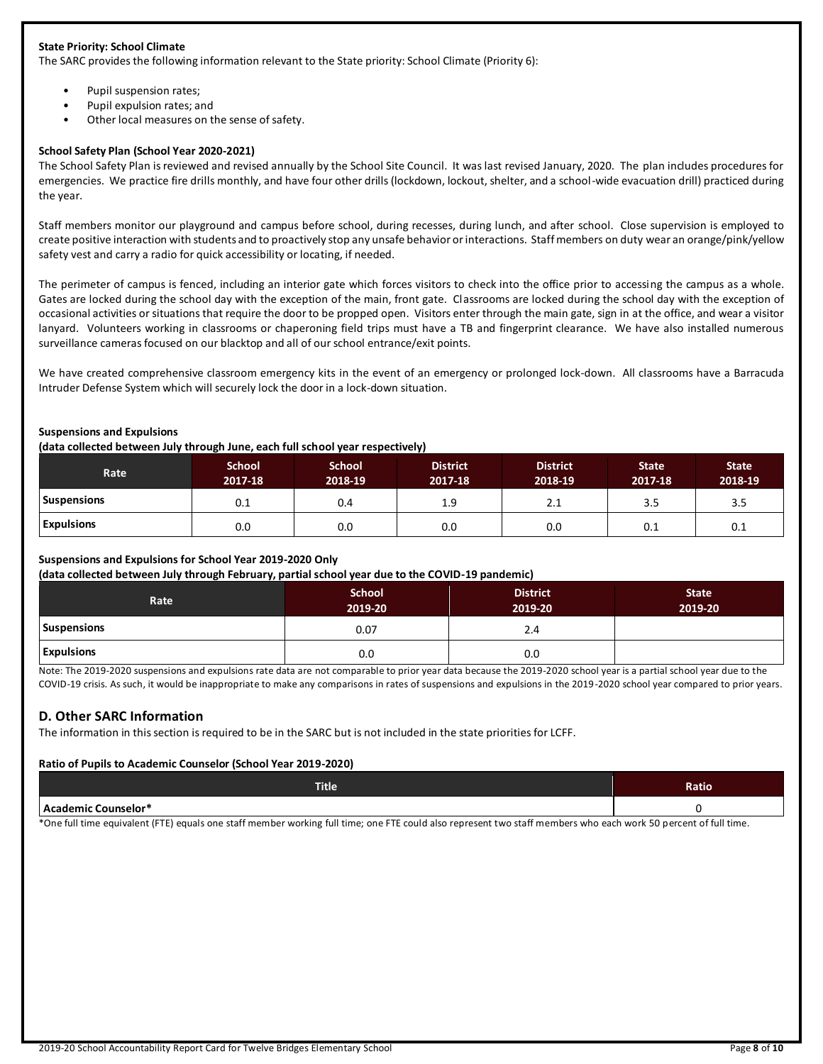**State Priority: School Climate**

The SARC provides the following information relevant to the State priority: School Climate (Priority 6):

- Pupil suspension rates;
- Pupil expulsion rates; and
- Other local measures on the sense of safety.

**School Safety Plan (School Year 2020-2021)**

The School Safety Plan is reviewed and revised annually by the School Site Council. It was last revised January, 2020. The plan includes procedures for emergencies. We practice fire drills monthly, and have four other drills (lockdown, lockout, shelter, and a school-wide evacuation drill) practiced during the year.

Staff members monitor our playground and campus before school, during recesses, during lunch, and after school. Close supervision is employed to create positive interaction with students and to proactively stop any unsafe behavior or interactions. Staff members on duty wear an orange/pink/yellow safety vest and carry a radio for quick accessibility or locating, if needed.

The perimeter of campus is fenced, including an interior gate which forces visitors to check into the office prior to accessing the campus as a whole. Gates are locked during the school day with the exception of the main, front gate. Classrooms are locked during the school day with the exception of occasional activities or situations that require the door to be propped open. Visitors enter through the main gate, sign in at the office, and wear a visitor lanyard. Volunteers working in classrooms or chaperoning field trips must have a TB and fingerprint clearance. We have also installed numerous surveillance cameras focused on our blacktop and all of our school entrance/exit points.

We have created comprehensive classroom emergency kits in the event of an emergency or prolonged lock-down. All classrooms have a Barracuda Intruder Defense System which will securely lock the door in a lock-down situation.

**Suspensions and Expulsions**
**(data collected between July through June, each full school year respectively)**

| Rate | School 2017-18 | School 2018-19 | District 2017-18 | District 2018-19 | State 2017-18 | State 2018-19 |
|---|---|---|---|---|---|---|
| Suspensions | 0.1 | 0.4 | 1.9 | 2.1 | 3.5 | 3.5 |
| Expulsions | 0.0 | 0.0 | 0.0 | 0.0 | 0.1 | 0.1 |

**Suspensions and Expulsions for School Year 2019-2020 Only**
**(data collected between July through February, partial school year due to the COVID-19 pandemic)**

| Rate | School 2019-20 | District 2019-20 | State 2019-20 |
|---|---|---|---|
| Suspensions | 0.07 | 2.4 | |
| Expulsions | 0.0 | 0.0 | |

Note: The 2019-2020 suspensions and expulsions rate data are not comparable to prior year data because the 2019-2020 school year is a partial school year due to the COVID-19 crisis. As such, it would be inappropriate to make any comparisons in rates of suspensions and expulsions in the 2019-2020 school year compared to prior years.

## D. Other SARC Information

The information in this section is required to be in the SARC but is not included in the state priorities for LCFF.

**Ratio of Pupils to Academic Counselor (School Year 2019-2020)**

| Title | Ratio |
|---|---|
| Academic Counselor* | 0 |

*One full time equivalent (FTE) equals one staff member working full time; one FTE could also represent two staff members who each work 50 percent of full time.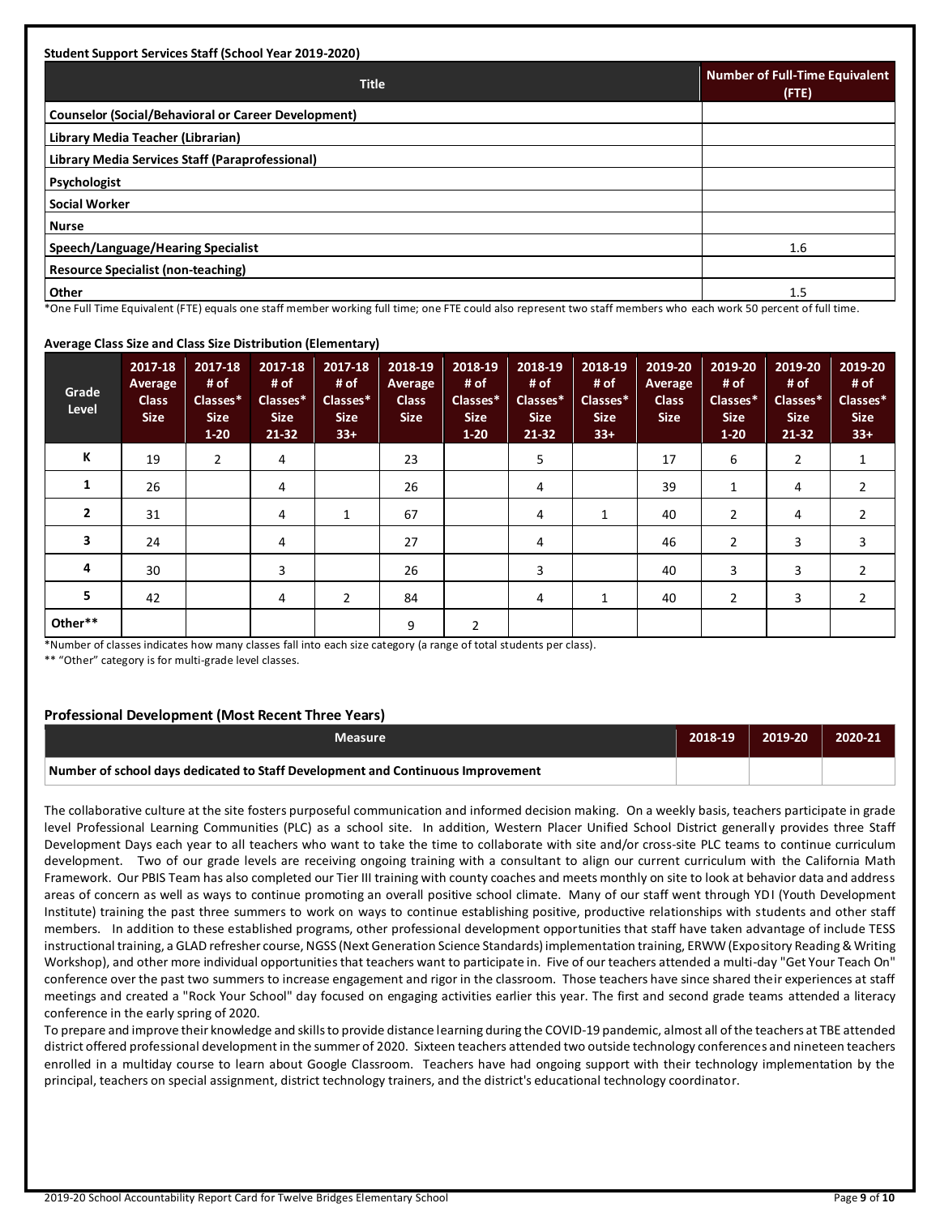**Student Support Services Staff (School Year 2019-2020)**

| Title | Number of Full-Time Equivalent (FTE) |
|---|---|
| Counselor (Social/Behavioral or Career Development) | |
| Library Media Teacher (Librarian) | |
| Library Media Services Staff (Paraprofessional) | |
| Psychologist | |
| Social Worker | |
| Nurse | |
| Speech/Language/Hearing Specialist | 1.6 |
| Resource Specialist (non-teaching) | |
| Other | 1.5 |

*One Full Time Equivalent (FTE) equals one staff member working full time; one FTE could also represent two staff members who each work 50 percent of full time.

**Average Class Size and Class Size Distribution (Elementary)**

| Grade Level | 2017-18 Average Class Size | 2017-18 # of Classes* Size 1-20 | 2017-18 # of Classes* Size 21-32 | 2017-18 # of Classes* Size 33+ | 2018-19 Average Class Size | 2018-19 # of Classes* Size 1-20 | 2018-19 # of Classes* Size 21-32 | 2018-19 # of Classes* Size 33+ | 2019-20 Average Class Size | 2019-20 # of Classes* Size 1-20 | 2019-20 # of Classes* Size 21-32 | 2019-20 # of Classes* Size 33+ |
|---|---|---|---|---|---|---|---|---|---|---|---|---|
| K | 19 | 2 | 4 | | 23 | | 5 | | 17 | 6 | 2 | 1 |
| 1 | 26 | | 4 | | 26 | | 4 | | 39 | 1 | 4 | 2 |
| 2 | 31 | | 4 | 1 | 67 | | 4 | 1 | 40 | 2 | 4 | 2 |
| 3 | 24 | | 4 | | 27 | | 4 | | 46 | 2 | 3 | 3 |
| 4 | 30 | | 3 | | 26 | | 3 | | 40 | 3 | 3 | 2 |
| 5 | 42 | | 4 | 2 | 84 | | 4 | 1 | 40 | 2 | 3 | 2 |
| Other** | | | | | 9 | 2 | | | | | | |

*Number of classes indicates how many classes fall into each size category (a range of total students per class).

** "Other" category is for multi-grade level classes.

## Professional Development (Most Recent Three Years)

| Measure | 2018-19 | 2019-20 | 2020-21 |
|---|---|---|---|
| Number of school days dedicated to Staff Development and Continuous Improvement | | | |

The collaborative culture at the site fosters purposeful communication and informed decision making. On a weekly basis, teachers participate in grade level Professional Learning Communities (PLC) as a school site. In addition, Western Placer Unified School District generally provides three Staff Development Days each year to all teachers who want to take the time to collaborate with site and/or cross-site PLC teams to continue curriculum development. Two of our grade levels are receiving ongoing training with a consultant to align our current curriculum with the California Math Framework. Our PBIS Team has also completed our Tier III training with county coaches and meets monthly on site to look at behavior data and address areas of concern as well as ways to continue promoting an overall positive school climate. Many of our staff went through YDI (Youth Development Institute) training the past three summers to work on ways to continue establishing positive, productive relationships with students and other staff members. In addition to these established programs, other professional development opportunities that staff have taken advantage of include TESS instructional training, a GLAD refresher course, NGSS (Next Generation Science Standards) implementation training, ERWW (Expository Reading & Writing Workshop), and other more individual opportunities that teachers want to participate in. Five of our teachers attended a multi-day "Get Your Teach On" conference over the past two summers to increase engagement and rigor in the classroom. Those teachers have since shared their experiences at staff meetings and created a "Rock Your School" day focused on engaging activities earlier this year. The first and second grade teams attended a literacy conference in the early spring of 2020.

To prepare and improve their knowledge and skills to provide distance learning during the COVID-19 pandemic, almost all of the teachers at TBE attended district offered professional development in the summer of 2020. Sixteen teachers attended two outside technology conferences and nineteen teachers enrolled in a multiday course to learn about Google Classroom. Teachers have had ongoing support with their technology implementation by the principal, teachers on special assignment, district technology trainers, and the district's educational technology coordinator.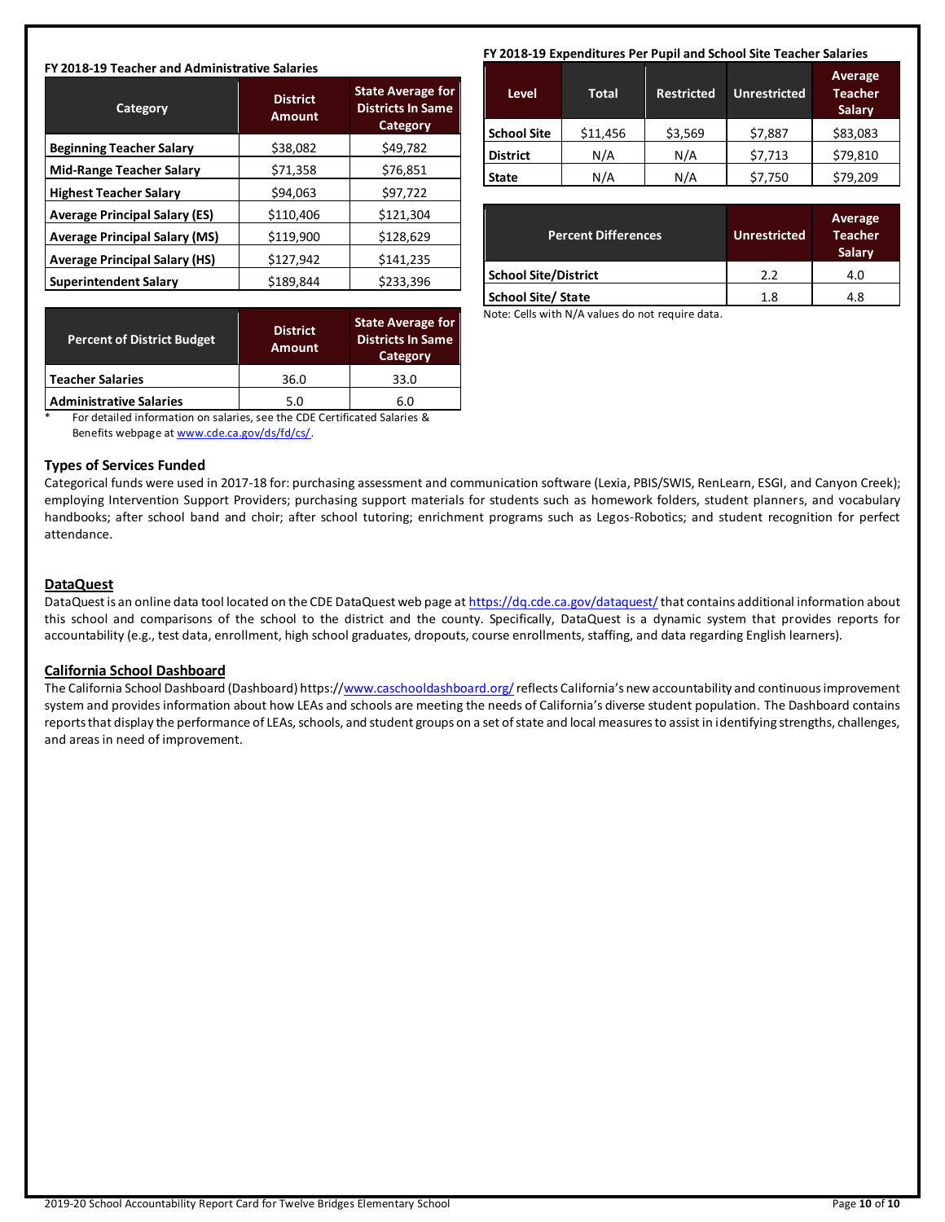**FY 2018-19 Teacher and Administrative Salaries**

| Category | District Amount | State Average for Districts In Same Category |
|---|---|---|
| Beginning Teacher Salary | $38,082 | $49,782 |
| Mid-Range Teacher Salary | $71,358 | $76,851 |
| Highest Teacher Salary | $94,063 | $97,722 |
| Average Principal Salary (ES) | $110,406 | $121,304 |
| Average Principal Salary (MS) | $119,900 | $128,629 |
| Average Principal Salary (HS) | $127,942 | $141,235 |
| Superintendent Salary | $189,844 | $233,396 |

| Percent of District Budget | District Amount | State Average for Districts In Same Category |
|---|---|---|
| Teacher Salaries | 36.0 | 33.0 |
| Administrative Salaries | 5.0 | 6.0 |

\* For detailed information on salaries, see the CDE Certificated Salaries & Benefits webpage at www.cde.ca.gov/ds/fd/cs/.

**FY 2018-19 Expenditures Per Pupil and School Site Teacher Salaries**

| Level | Total | Restricted | Unrestricted | Average Teacher Salary |
|---|---|---|---|---|
| School Site | $11,456 | $3,569 | $7,887 | $83,083 |
| District | N/A | N/A | $7,713 | $79,810 |
| State | N/A | N/A | $7,750 | $79,209 |

| Percent Differences | Unrestricted | Average Teacher Salary |
|---|---|---|
| School Site/District | 2.2 | 4.0 |
| School Site/ State | 1.8 | 4.8 |

Note: Cells with N/A values do not require data.

### Types of Services Funded

Categorical funds were used in 2017-18 for: purchasing assessment and communication software (Lexia, PBIS/SWIS, RenLearn, ESGI, and Canyon Creek); employing Intervention Support Providers; purchasing support materials for students such as homework folders, student planners, and vocabulary handbooks; after school band and choir; after school tutoring; enrichment programs such as Legos-Robotics; and student recognition for perfect attendance.

### DataQuest

DataQuest is an online data tool located on the CDE DataQuest web page at https://dq.cde.ca.gov/dataquest/ that contains additional information about this school and comparisons of the school to the district and the county. Specifically, DataQuest is a dynamic system that provides reports for accountability (e.g., test data, enrollment, high school graduates, dropouts, course enrollments, staffing, and data regarding English learners).

### California School Dashboard

The California School Dashboard (Dashboard) https://www.caschooldashboard.org/ reflects California's new accountability and continuous improvement system and provides information about how LEAs and schools are meeting the needs of California's diverse student population. The Dashboard contains reports that display the performance of LEAs, schools, and student groups on a set of state and local measures to assist in identifying strengths, challenges, and areas in need of improvement.